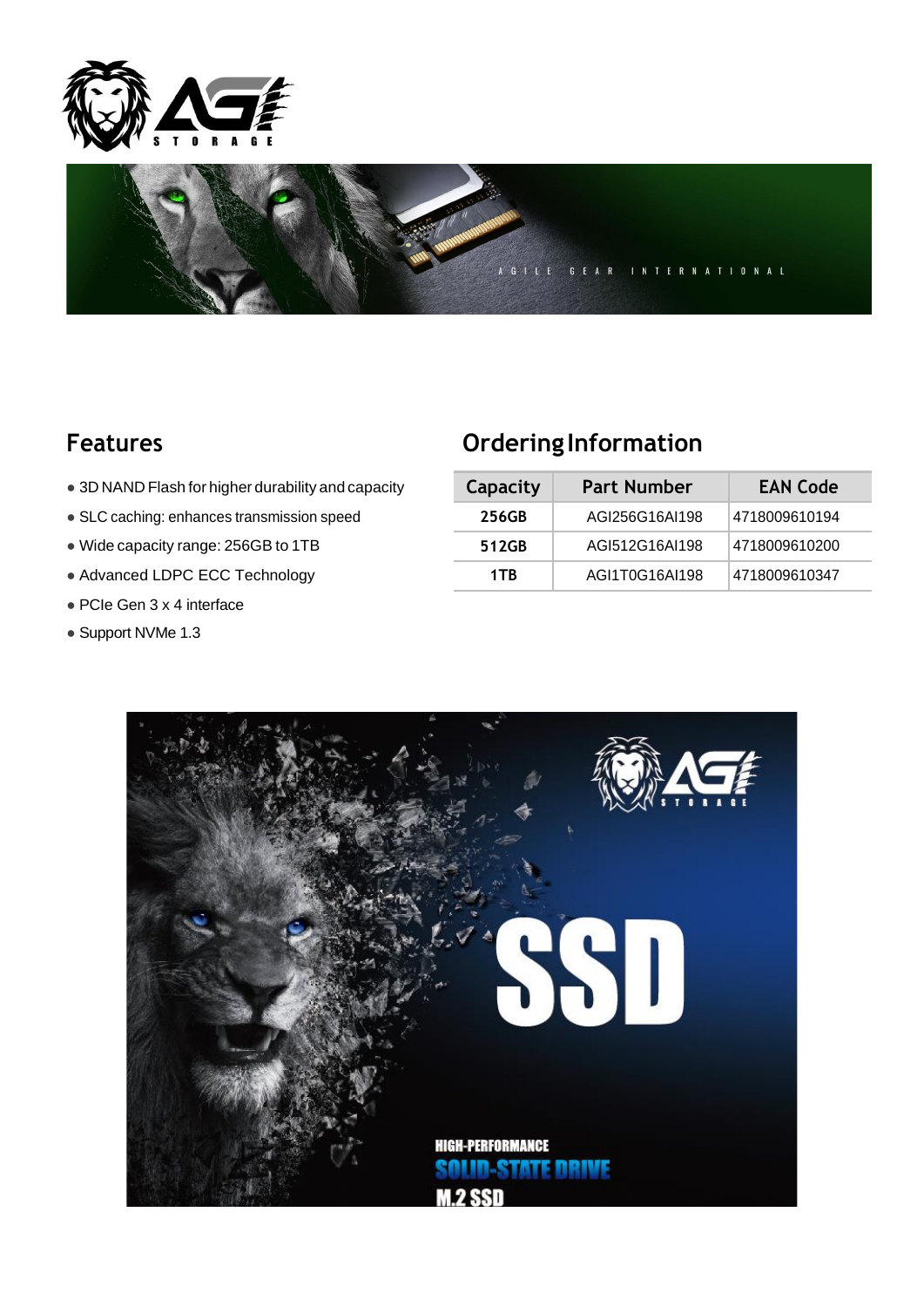## Features

- 3D NAND Flash for higher durability and capacity
- SLC caching: enhances transmission speed
- Wide capacity range: 256GB to 1TB
- Advanced LDPC ECC Technology
- PCIe Gen 3 x 4 interface
- Support NVMe 1.3

## Ordering Information

| Capacity | Part Number | EAN Code |
|---|---|---|
| 256GB | AGI256G16AI198 | 4718009610194 |
| 512GB | AGI512G16AI198 | 4718009610200 |
| 1TB | AGI1T0G16AI198 | 4718009610347 |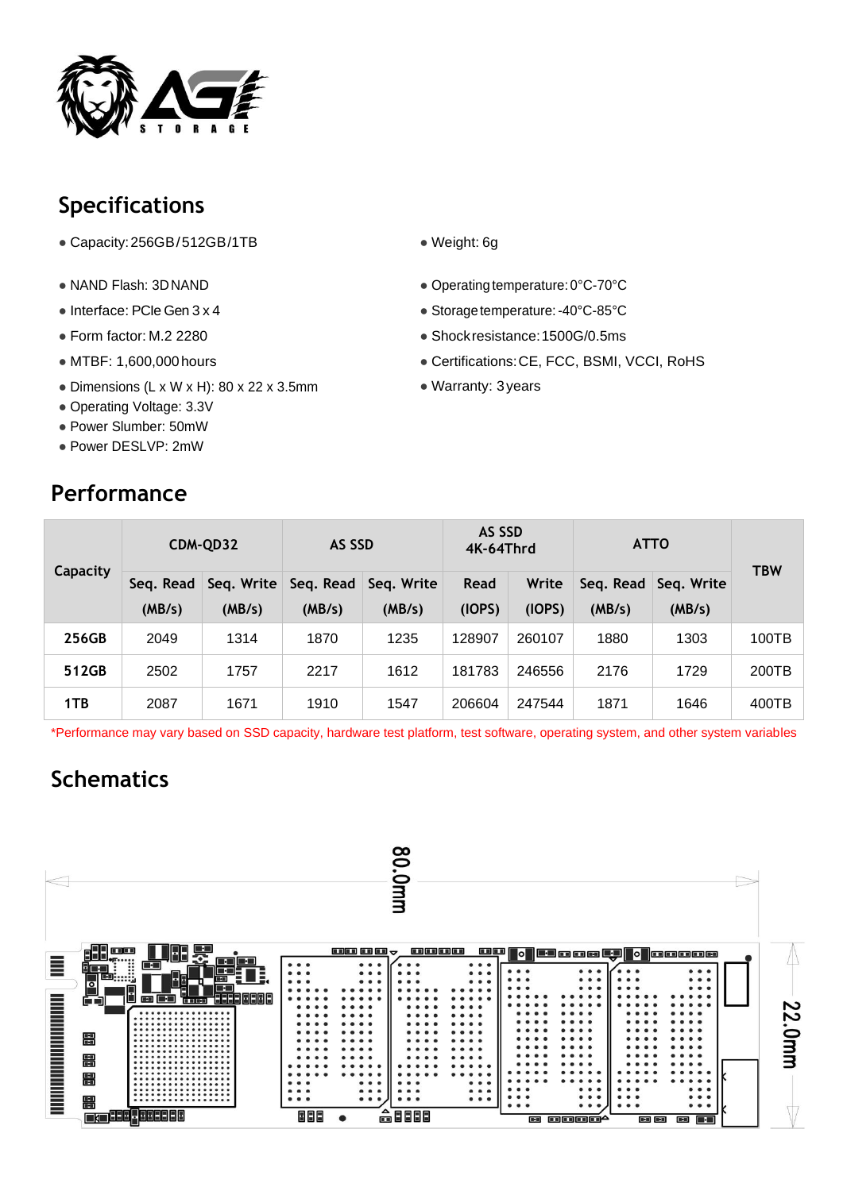## Specifications

- Capacity: 256GB/512GB/1TB
- NAND Flash: 3D NAND
- Interface: PCIe Gen 3 x 4
- Form factor: M.2 2280
- MTBF: 1,600,000 hours
- Dimensions (L x W x H): 80 x 22 x 3.5mm
- Operating Voltage: 3.3V
- Power Slumber: 50mW
- Power DESLVP: 2mW
- Weight: 6g
- Operating temperature: 0°C-70°C
- Storage temperature: -40°C-85°C
- Shock resistance: 1500G/0.5ms
- Certifications: CE, FCC, BSMI, VCCI, RoHS
- Warranty: 3 years

## Performance

| Capacity | CDM-QD32 | | AS SSD | | AS SSD 4K-64Thrd | | ATTO | | TBW |
|---|---|---|---|---|---|---|---|---|---|
| | Seq. Read (MB/s) | Seq. Write (MB/s) | Seq. Read (MB/s) | Seq. Write (MB/s) | Read (IOPS) | Write (IOPS) | Seq. Read (MB/s) | Seq. Write (MB/s) | |
| 256GB | 2049 | 1314 | 1870 | 1235 | 128907 | 260107 | 1880 | 1303 | 100TB |
| 512GB | 2502 | 1757 | 2217 | 1612 | 181783 | 246556 | 2176 | 1729 | 200TB |
| 1TB | 2087 | 1671 | 1910 | 1547 | 206604 | 247544 | 1871 | 1646 | 400TB |

*Performance may vary based on SSD capacity, hardware test platform, test software, operating system, and other system variables

## Schematics

80.0mm

22.0mm